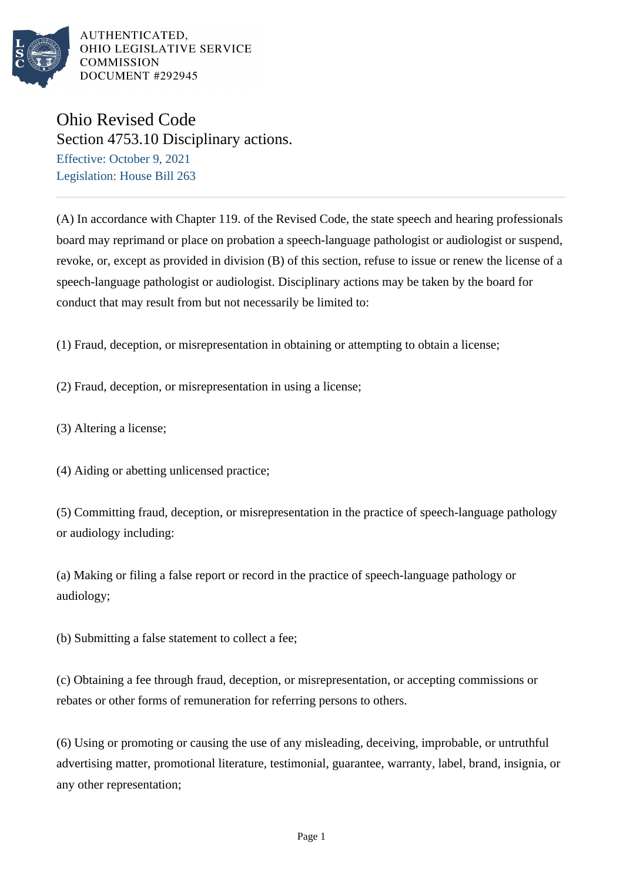AUTHENTICATED, OHIO LEGISLATIVE SERVICE COMMISSION DOCUMENT #292945

# Ohio Revised Code

## Section 4753.10 Disciplinary actions.

Effective: October 9, 2021

Legislation: House Bill 263

(A) In accordance with Chapter 119. of the Revised Code, the state speech and hearing professionals board may reprimand or place on probation a speech-language pathologist or audiologist or suspend, revoke, or, except as provided in division (B) of this section, refuse to issue or renew the license of a speech-language pathologist or audiologist. Disciplinary actions may be taken by the board for conduct that may result from but not necessarily be limited to:

(1) Fraud, deception, or misrepresentation in obtaining or attempting to obtain a license;

(2) Fraud, deception, or misrepresentation in using a license;

(3) Altering a license;

(4) Aiding or abetting unlicensed practice;

(5) Committing fraud, deception, or misrepresentation in the practice of speech-language pathology or audiology including:

(a) Making or filing a false report or record in the practice of speech-language pathology or audiology;

(b) Submitting a false statement to collect a fee;

(c) Obtaining a fee through fraud, deception, or misrepresentation, or accepting commissions or rebates or other forms of remuneration for referring persons to others.

(6) Using or promoting or causing the use of any misleading, deceiving, improbable, or untruthful advertising matter, promotional literature, testimonial, guarantee, warranty, label, brand, insignia, or any other representation;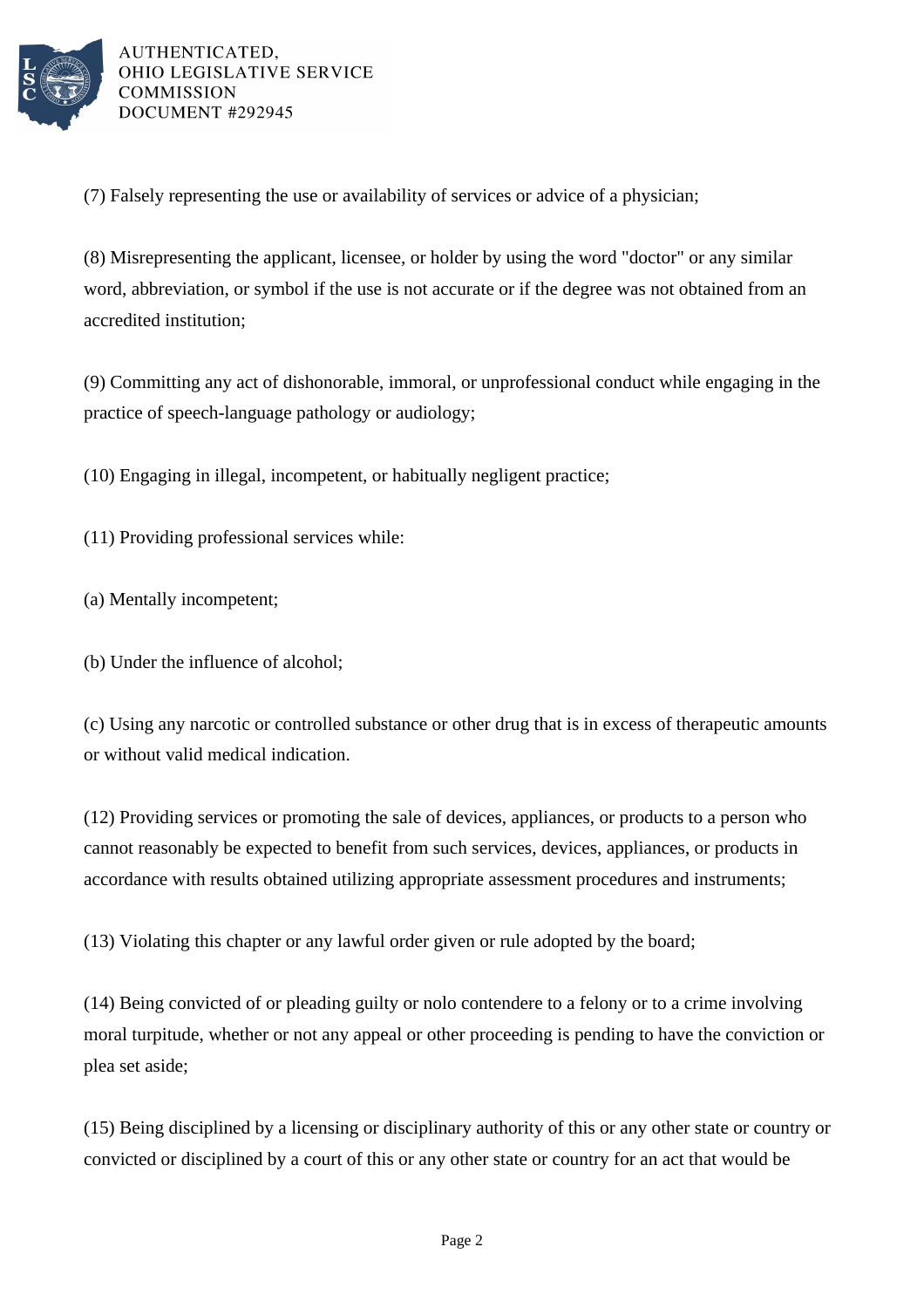(7) Falsely representing the use or availability of services or advice of a physician;

(8) Misrepresenting the applicant, licensee, or holder by using the word "doctor" or any similar word, abbreviation, or symbol if the use is not accurate or if the degree was not obtained from an accredited institution;

(9) Committing any act of dishonorable, immoral, or unprofessional conduct while engaging in the practice of speech-language pathology or audiology;

(10) Engaging in illegal, incompetent, or habitually negligent practice;

(11) Providing professional services while:

(a) Mentally incompetent;

(b) Under the influence of alcohol;

(c) Using any narcotic or controlled substance or other drug that is in excess of therapeutic amounts or without valid medical indication.

(12) Providing services or promoting the sale of devices, appliances, or products to a person who cannot reasonably be expected to benefit from such services, devices, appliances, or products in accordance with results obtained utilizing appropriate assessment procedures and instruments;

(13) Violating this chapter or any lawful order given or rule adopted by the board;

(14) Being convicted of or pleading guilty or nolo contendere to a felony or to a crime involving moral turpitude, whether or not any appeal or other proceeding is pending to have the conviction or plea set aside;

(15) Being disciplined by a licensing or disciplinary authority of this or any other state or country or convicted or disciplined by a court of this or any other state or country for an act that would be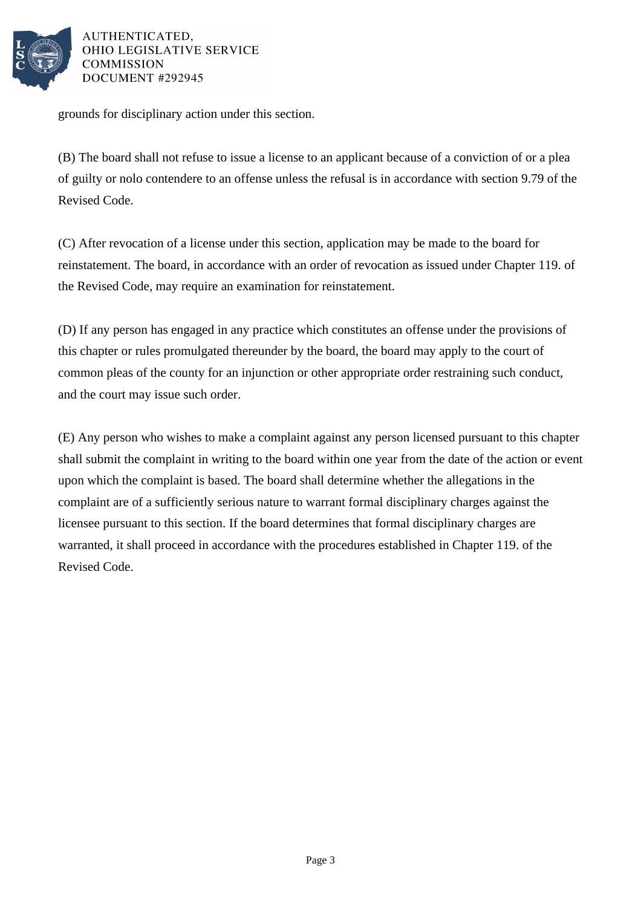grounds for disciplinary action under this section.

(B) The board shall not refuse to issue a license to an applicant because of a conviction of or a plea of guilty or nolo contendere to an offense unless the refusal is in accordance with section 9.79 of the Revised Code.

(C) After revocation of a license under this section, application may be made to the board for reinstatement. The board, in accordance with an order of revocation as issued under Chapter 119. of the Revised Code, may require an examination for reinstatement.

(D) If any person has engaged in any practice which constitutes an offense under the provisions of this chapter or rules promulgated thereunder by the board, the board may apply to the court of common pleas of the county for an injunction or other appropriate order restraining such conduct, and the court may issue such order.

(E) Any person who wishes to make a complaint against any person licensed pursuant to this chapter shall submit the complaint in writing to the board within one year from the date of the action or event upon which the complaint is based. The board shall determine whether the allegations in the complaint are of a sufficiently serious nature to warrant formal disciplinary charges against the licensee pursuant to this section. If the board determines that formal disciplinary charges are warranted, it shall proceed in accordance with the procedures established in Chapter 119. of the Revised Code.